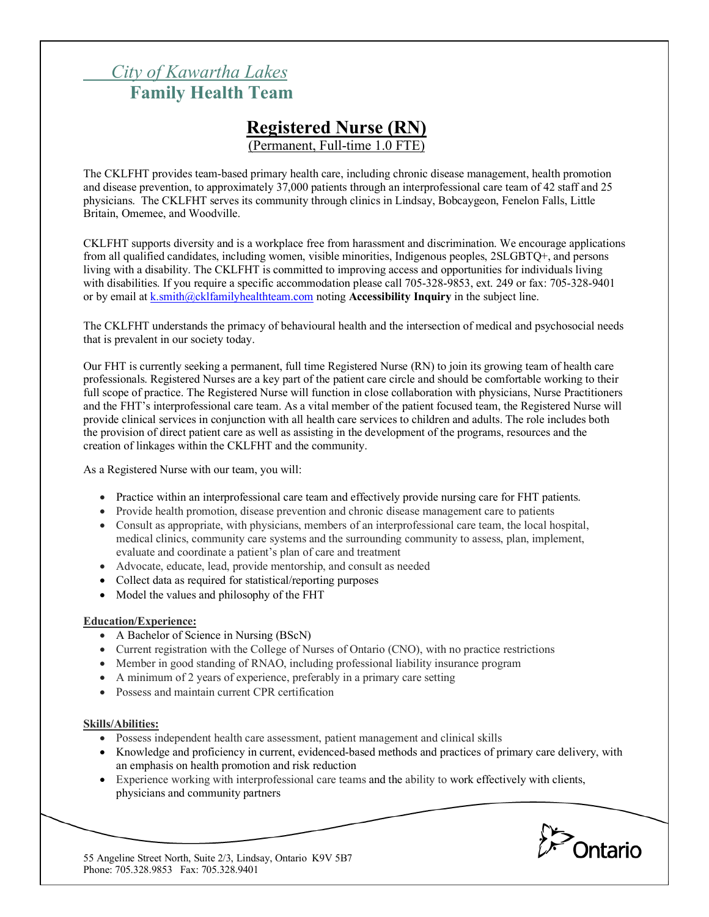*City of Kawartha Lakes*
**Family Health Team**

# Registered Nurse (RN)

(Permanent, Full-time 1.0 FTE)

The CKLFHT provides team-based primary health care, including chronic disease management, health promotion and disease prevention, to approximately 37,000 patients through an interprofessional care team of 42 staff and 25 physicians. The CKLFHT serves its community through clinics in Lindsay, Bobcaygeon, Fenelon Falls, Little Britain, Omemee, and Woodville.

CKLFHT supports diversity and is a workplace free from harassment and discrimination. We encourage applications from all qualified candidates, including women, visible minorities, Indigenous peoples, 2SLGBTQ+, and persons living with a disability. The CKLFHT is committed to improving access and opportunities for individuals living with disabilities. If you require a specific accommodation please call 705-328-9853, ext. 249 or fax: 705-328-9401 or by email at k.smith@cklfamilyhealthteam.com noting **Accessibility Inquiry** in the subject line.

The CKLFHT understands the primacy of behavioural health and the intersection of medical and psychosocial needs that is prevalent in our society today.

Our FHT is currently seeking a permanent, full time Registered Nurse (RN) to join its growing team of health care professionals. Registered Nurses are a key part of the patient care circle and should be comfortable working to their full scope of practice. The Registered Nurse will function in close collaboration with physicians, Nurse Practitioners and the FHT's interprofessional care team. As a vital member of the patient focused team, the Registered Nurse will provide clinical services in conjunction with all health care services to children and adults. The role includes both the provision of direct patient care as well as assisting in the development of the programs, resources and the creation of linkages within the CKLFHT and the community.

As a Registered Nurse with our team, you will:

- Practice within an interprofessional care team and effectively provide nursing care for FHT patients.
- Provide health promotion, disease prevention and chronic disease management care to patients
- Consult as appropriate, with physicians, members of an interprofessional care team, the local hospital, medical clinics, community care systems and the surrounding community to assess, plan, implement, evaluate and coordinate a patient's plan of care and treatment
- Advocate, educate, lead, provide mentorship, and consult as needed
- Collect data as required for statistical/reporting purposes
- Model the values and philosophy of the FHT

**Education/Experience:**

- A Bachelor of Science in Nursing (BScN)
- Current registration with the College of Nurses of Ontario (CNO), with no practice restrictions
- Member in good standing of RNAO, including professional liability insurance program
- A minimum of 2 years of experience, preferably in a primary care setting
- Possess and maintain current CPR certification

**Skills/Abilities:**

- Possess independent health care assessment, patient management and clinical skills
- Knowledge and proficiency in current, evidenced-based methods and practices of primary care delivery, with an emphasis on health promotion and risk reduction
- Experience working with interprofessional care teams and the ability to work effectively with clients, physicians and community partners

55 Angeline Street North, Suite 2/3, Lindsay, Ontario K9V 5B7
Phone: 705.328.9853 Fax: 705.328.9401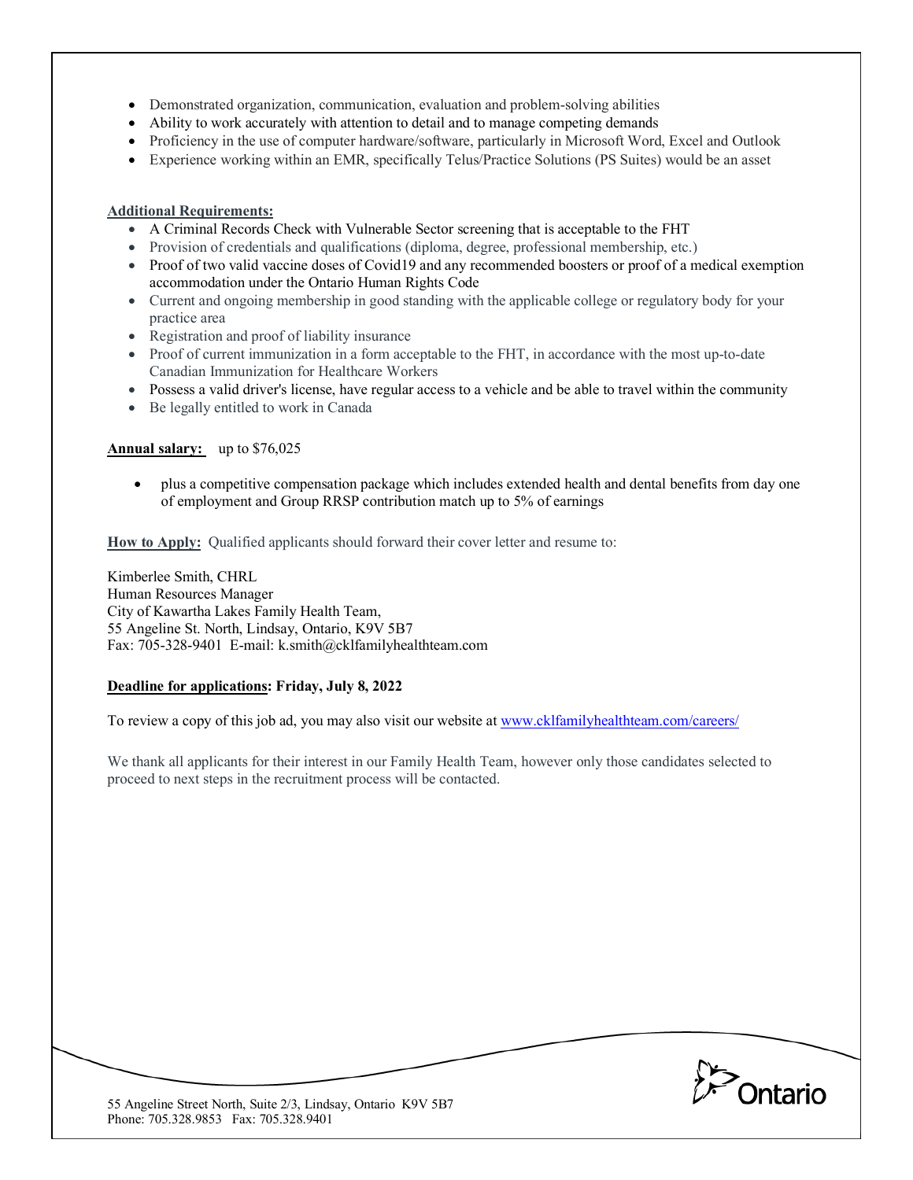- Demonstrated organization, communication, evaluation and problem-solving abilities
- Ability to work accurately with attention to detail and to manage competing demands
- Proficiency in the use of computer hardware/software, particularly in Microsoft Word, Excel and Outlook
- Experience working within an EMR, specifically Telus/Practice Solutions (PS Suites) would be an asset

**Additional Requirements:**

- A Criminal Records Check with Vulnerable Sector screening that is acceptable to the FHT
- Provision of credentials and qualifications (diploma, degree, professional membership, etc.)
- Proof of two valid vaccine doses of Covid19 and any recommended boosters or proof of a medical exemption accommodation under the Ontario Human Rights Code
- Current and ongoing membership in good standing with the applicable college or regulatory body for your practice area
- Registration and proof of liability insurance
- Proof of current immunization in a form acceptable to the FHT, in accordance with the most up-to-date Canadian Immunization for Healthcare Workers
- Possess a valid driver's license, have regular access to a vehicle and be able to travel within the community
- Be legally entitled to work in Canada

**Annual salary:** up to $76,025

- plus a competitive compensation package which includes extended health and dental benefits from day one of employment and Group RRSP contribution match up to 5% of earnings

**How to Apply:** Qualified applicants should forward their cover letter and resume to:

Kimberlee Smith, CHRL
Human Resources Manager
City of Kawartha Lakes Family Health Team,
55 Angeline St. North, Lindsay, Ontario, K9V 5B7
Fax: 705-328-9401 E-mail: k.smith@cklfamilyhealthteam.com

**Deadline for applications: Friday, July 8, 2022**

To review a copy of this job ad, you may also visit our website at www.cklfamilyhealthteam.com/careers/

We thank all applicants for their interest in our Family Health Team, however only those candidates selected to proceed to next steps in the recruitment process will be contacted.